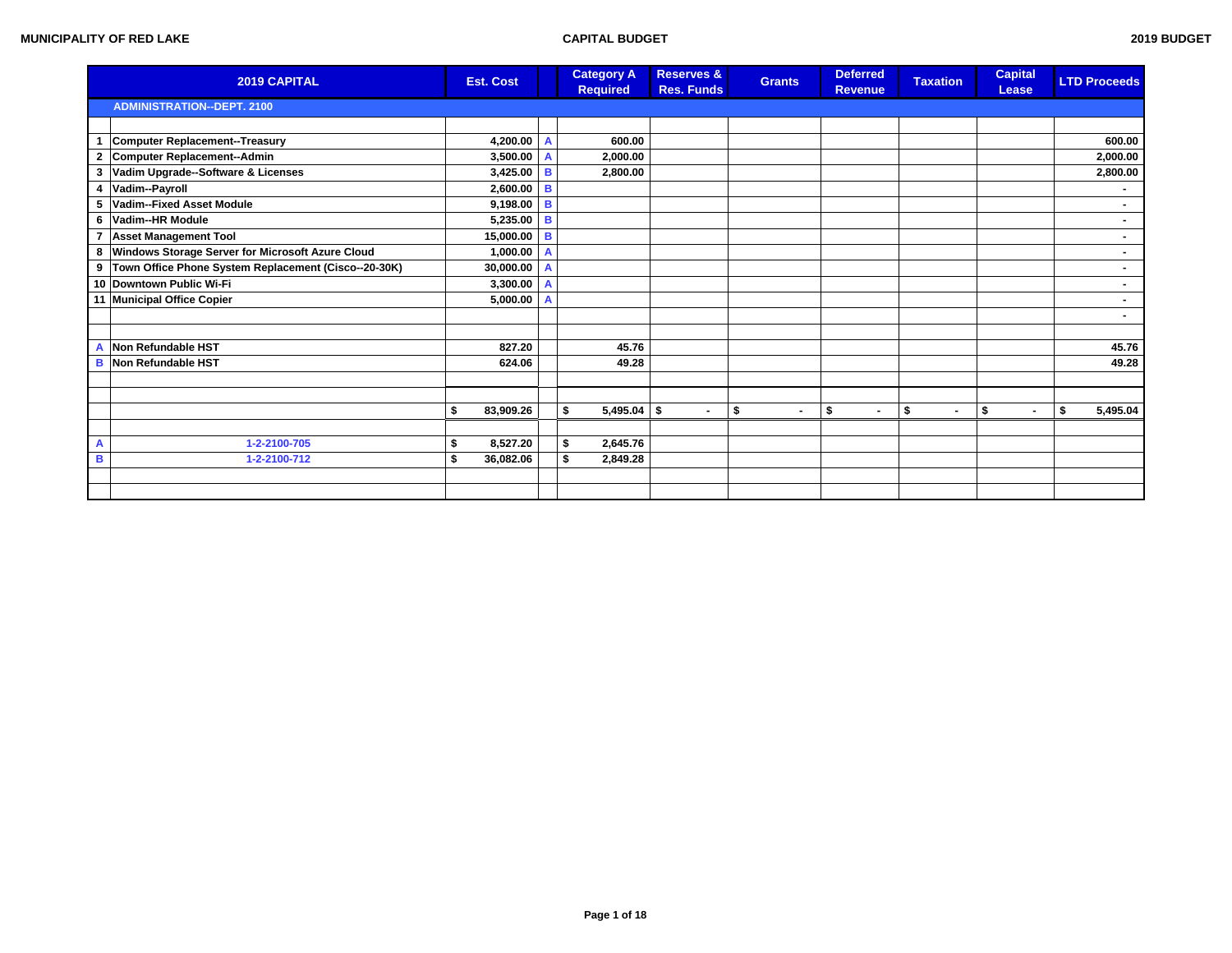**MUNICIPALITY OF RED LAKE** | **CAPITAL BUDGET** | **2019 BUDGET**

| | 2019 CAPITAL | Est. Cost | | Category A Required | Reserves & Res. Funds | Grants | Deferred Revenue | Taxation | Capital Lease | LTD Proceeds |
|---|---|---|---|---|---|---|---|---|---|---|
| | **ADMINISTRATION--DEPT. 2100** | | | | | | | | | |
| | | | | | | | | | | |
| 1 | Computer Replacement--Treasury | 4,200.00 | A | 600.00 | | | | | | 600.00 |
| 2 | Computer Replacement--Admin | 3,500.00 | A | 2,000.00 | | | | | | 2,000.00 |
| 3 | Vadim Upgrade--Software & Licenses | 3,425.00 | B | 2,800.00 | | | | | | 2,800.00 |
| 4 | Vadim--Payroll | 2,600.00 | B | | | | | | | - |
| 5 | Vadim--Fixed Asset Module | 9,198.00 | B | | | | | | | - |
| 6 | Vadim--HR Module | 5,235.00 | B | | | | | | | - |
| 7 | Asset Management Tool | 15,000.00 | B | | | | | | | - |
| 8 | Windows Storage Server for Microsoft Azure Cloud | 1,000.00 | A | | | | | | | - |
| 9 | Town Office Phone System Replacement (Cisco--20-30K) | 30,000.00 | A | | | | | | | - |
| 10 | Downtown Public Wi-Fi | 3,300.00 | A | | | | | | | - |
| 11 | Municipal Office Copier | 5,000.00 | A | | | | | | | - |
| | | | | | | | | | | - |
| | | | | | | | | | | |
| A | Non Refundable HST | 827.20 | | 45.76 | | | | | | 45.76 |
| B | Non Refundable HST | 624.06 | | 49.28 | | | | | | 49.28 |
| | | | | | | | | | | |
| | | | | | | | | | | |
| | | $ 83,909.26 | | $ 5,495.04 | $ - | $ - | $ - | $ - | $ - | $ 5,495.04 |
| | | | | | | | | | | |
| A | 1-2-2100-705 | $ 8,527.20 | | $ 2,645.76 | | | | | | |
| B | 1-2-2100-712 | $ 36,082.06 | | $ 2,849.28 | | | | | | |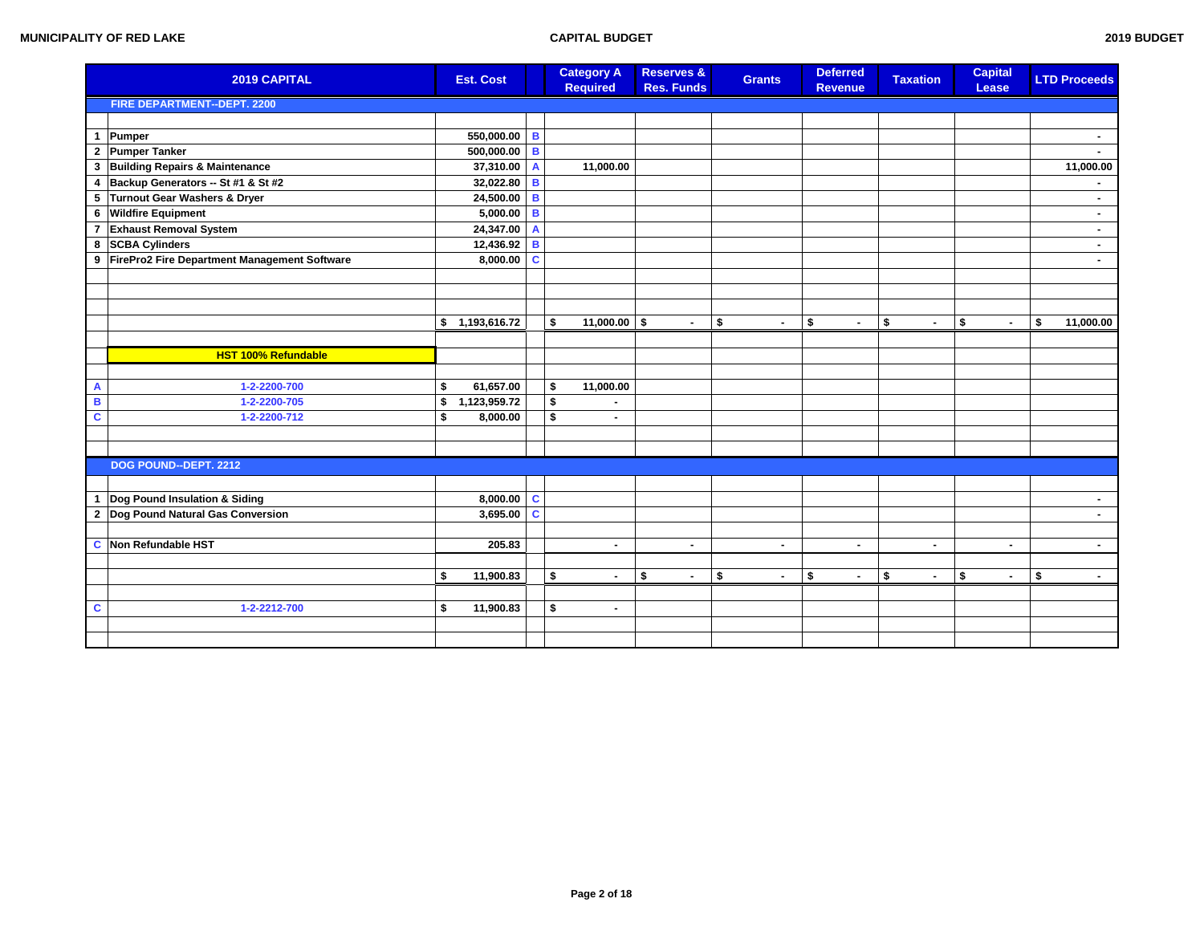MUNICIPALITY OF RED LAKE — CAPITAL BUDGET — 2019 BUDGET

| | 2019 CAPITAL | Est. Cost | | Category A Required | Reserves & Res. Funds | Grants | Deferred Revenue | Taxation | Capital Lease | LTD Proceeds |
|---|---|---|---|---|---|---|---|---|---|---|
| | **FIRE DEPARTMENT--DEPT. 2200** | | | | | | | | | |
| 1 | Pumper | 550,000.00 | B | | | | | | | - |
| 2 | Pumper Tanker | 500,000.00 | B | | | | | | | - |
| 3 | Building Repairs & Maintenance | 37,310.00 | A | 11,000.00 | | | | | | 11,000.00 |
| 4 | Backup Generators -- St #1 & St #2 | 32,022.80 | B | | | | | | | - |
| 5 | Turnout Gear Washers & Dryer | 24,500.00 | B | | | | | | | - |
| 6 | Wildfire Equipment | 5,000.00 | B | | | | | | | - |
| 7 | Exhaust Removal System | 24,347.00 | A | | | | | | | - |
| 8 | SCBA Cylinders | 12,436.92 | B | | | | | | | - |
| 9 | FirePro2 Fire Department Management Software | 8,000.00 | C | | | | | | | - |
| | | $ 1,193,616.72 | | $ 11,000.00 | $ - | $ - | $ - | $ - | $ - | $ 11,000.00 |
| | **HST 100% Refundable** | | | | | | | | | |
| A | 1-2-2200-700 | $ 61,657.00 | | $ 11,000.00 | | | | | | |
| B | 1-2-2200-705 | $ 1,123,959.72 | | $ - | | | | | | |
| C | 1-2-2200-712 | $ 8,000.00 | | $ - | | | | | | |
| | **DOG POUND--DEPT. 2212** | | | | | | | | | |
| 1 | Dog Pound Insulation & Siding | 8,000.00 | C | | | | | | | - |
| 2 | Dog Pound Natural Gas Conversion | 3,695.00 | C | | | | | | | - |
| C | Non Refundable HST | 205.83 | | - | - | - | - | - | - | - |
| | | $ 11,900.83 | | $ - | $ - | $ - | $ - | $ - | $ - | $ - |
| C | 1-2-2212-700 | $ 11,900.83 | | $ - | | | | | | |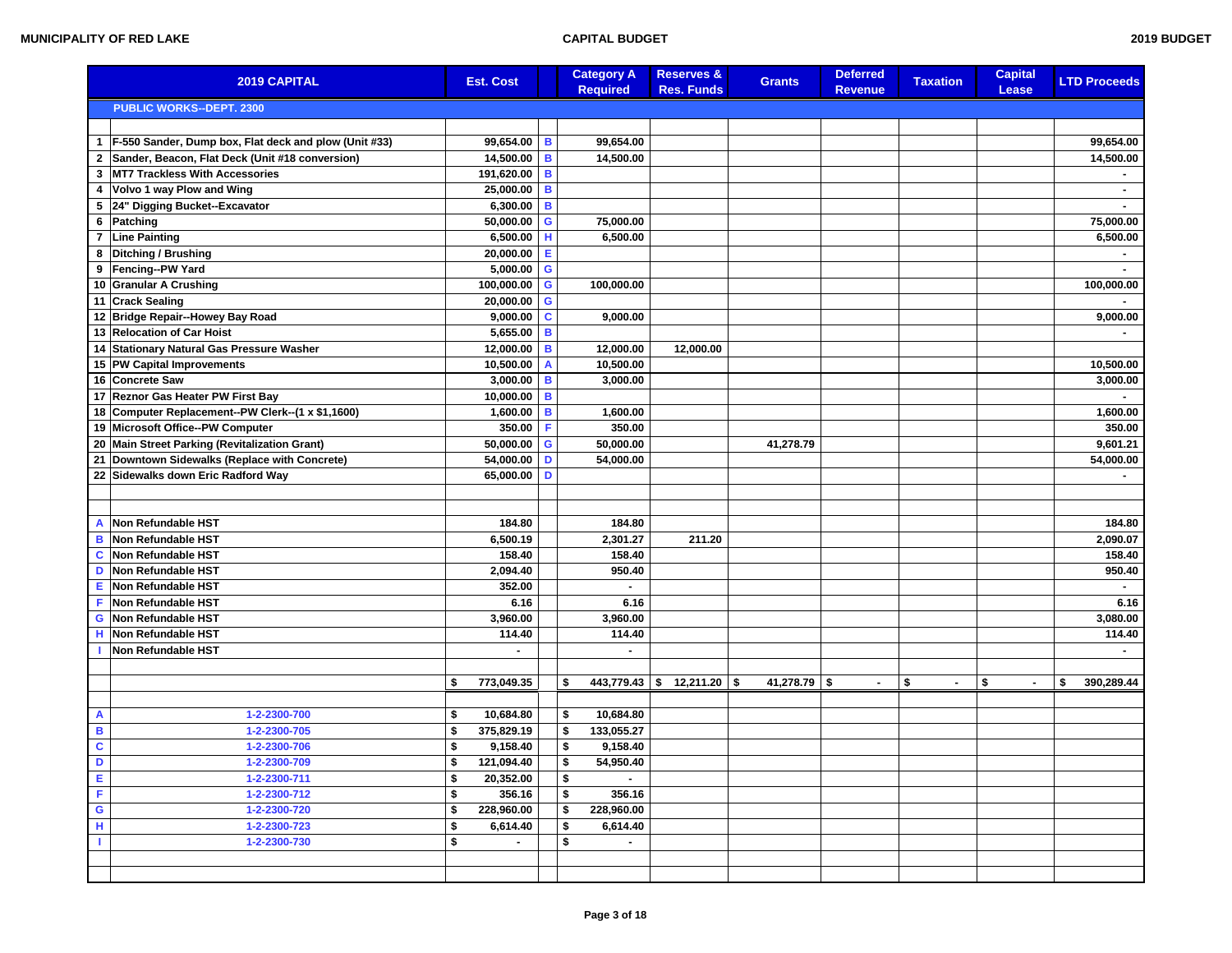MUNICIPALITY OF RED LAKE — CAPITAL BUDGET — 2019 BUDGET

| | 2019 CAPITAL | Est. Cost | | Category A Required | Reserves & Res. Funds | Grants | Deferred Revenue | Taxation | Capital Lease | LTD Proceeds |
|---|---|---|---|---|---|---|---|---|---|---|
| | **PUBLIC WORKS--DEPT. 2300** | | | | | | | | | |
| | | | | | | | | | | |
| 1 | F-550 Sander, Dump box, Flat deck and plow (Unit #33) | 99,654.00 | B | 99,654.00 | | | | | | 99,654.00 |
| 2 | Sander, Beacon, Flat Deck (Unit #18 conversion) | 14,500.00 | B | 14,500.00 | | | | | | 14,500.00 |
| 3 | MT7 Trackless With Accessories | 191,620.00 | B | | | | | | | - |
| 4 | Volvo 1 way Plow and Wing | 25,000.00 | B | | | | | | | - |
| 5 | 24" Digging Bucket--Excavator | 6,300.00 | B | | | | | | | - |
| 6 | Patching | 50,000.00 | G | 75,000.00 | | | | | | 75,000.00 |
| 7 | Line Painting | 6,500.00 | H | 6,500.00 | | | | | | 6,500.00 |
| 8 | Ditching / Brushing | 20,000.00 | E | | | | | | | - |
| 9 | Fencing--PW Yard | 5,000.00 | G | | | | | | | - |
| 10 | Granular A Crushing | 100,000.00 | G | 100,000.00 | | | | | | 100,000.00 |
| 11 | Crack Sealing | 20,000.00 | G | | | | | | | - |
| 12 | Bridge Repair--Howey Bay Road | 9,000.00 | C | 9,000.00 | | | | | | 9,000.00 |
| 13 | Relocation of Car Hoist | 5,655.00 | B | | | | | | | - |
| 14 | Stationary Natural Gas Pressure Washer | 12,000.00 | B | 12,000.00 | 12,000.00 | | | | | |
| 15 | PW Capital Improvements | 10,500.00 | A | 10,500.00 | | | | | | 10,500.00 |
| 16 | Concrete Saw | 3,000.00 | B | 3,000.00 | | | | | | 3,000.00 |
| 17 | Reznor Gas Heater PW First Bay | 10,000.00 | B | | | | | | | - |
| 18 | Computer Replacement--PW Clerk--(1 x $1,1600) | 1,600.00 | B | 1,600.00 | | | | | | 1,600.00 |
| 19 | Microsoft Office--PW Computer | 350.00 | F | 350.00 | | | | | | 350.00 |
| 20 | Main Street Parking (Revitalization Grant) | 50,000.00 | G | 50,000.00 | | 41,278.79 | | | | 9,601.21 |
| 21 | Downtown Sidewalks (Replace with Concrete) | 54,000.00 | D | 54,000.00 | | | | | | 54,000.00 |
| 22 | Sidewalks down Eric Radford Way | 65,000.00 | D | | | | | | | - |
| | | | | | | | | | | |
| | | | | | | | | | | |
| A | Non Refundable HST | 184.80 | | 184.80 | | | | | | 184.80 |
| B | Non Refundable HST | 6,500.19 | | 2,301.27 | 211.20 | | | | | 2,090.07 |
| C | Non Refundable HST | 158.40 | | 158.40 | | | | | | 158.40 |
| D | Non Refundable HST | 2,094.40 | | 950.40 | | | | | | 950.40 |
| E | Non Refundable HST | 352.00 | | - | | | | | | - |
| F | Non Refundable HST | 6.16 | | 6.16 | | | | | | 6.16 |
| G | Non Refundable HST | 3,960.00 | | 3,960.00 | | | | | | 3,080.00 |
| H | Non Refundable HST | 114.40 | | 114.40 | | | | | | 114.40 |
| I | Non Refundable HST | - | | - | | | | | | - |
| | | | | | | | | | | |
| | | $ 773,049.35 | | $ 443,779.43 | $ 12,211.20 | $ 41,278.79 | $ - | $ - | $ - | $ 390,289.44 |
| | | | | | | | | | | |
| A | 1-2-2300-700 | $ 10,684.80 | | $ 10,684.80 | | | | | | |
| B | 1-2-2300-705 | $ 375,829.19 | | $ 133,055.27 | | | | | | |
| C | 1-2-2300-706 | $ 9,158.40 | | $ 9,158.40 | | | | | | |
| D | 1-2-2300-709 | $ 121,094.40 | | $ 54,950.40 | | | | | | |
| E | 1-2-2300-711 | $ 20,352.00 | | $ - | | | | | | |
| F | 1-2-2300-712 | $ 356.16 | | $ 356.16 | | | | | | |
| G | 1-2-2300-720 | $ 228,960.00 | | $ 228,960.00 | | | | | | |
| H | 1-2-2300-723 | $ 6,614.40 | | $ 6,614.40 | | | | | | |
| I | 1-2-2300-730 | $ - | | $ - | | | | | | |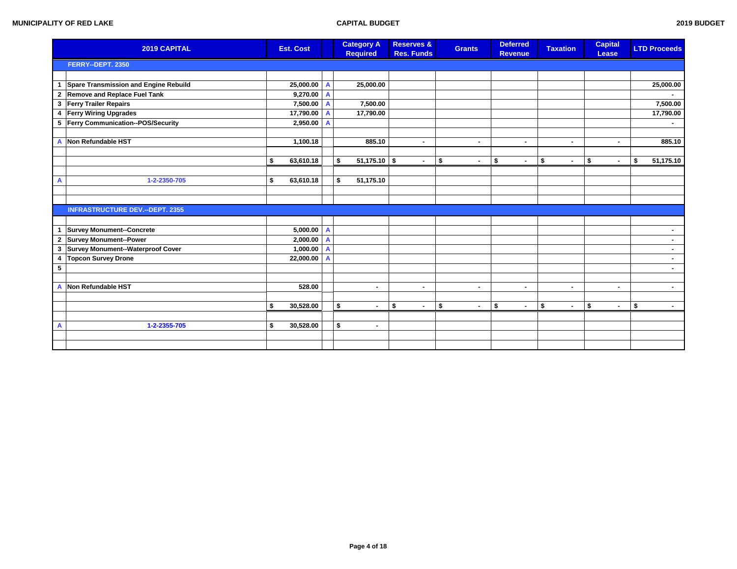MUNICIPALITY OF RED LAKE — CAPITAL BUDGET — 2019 BUDGET

| | 2019 CAPITAL | Est. Cost | | Category A Required | Reserves & Res. Funds | Grants | Deferred Revenue | Taxation | Capital Lease | LTD Proceeds |
|---|---|---|---|---|---|---|---|---|---|---|
| | **FERRY--DEPT. 2350** | | | | | | | | | |
| | | | | | | | | | | |
| 1 | Spare Transmission and Engine Rebuild | 25,000.00 | A | 25,000.00 | | | | | | 25,000.00 |
| 2 | Remove and Replace Fuel Tank | 9,270.00 | A | | | | | | | - |
| 3 | Ferry Trailer Repairs | 7,500.00 | A | 7,500.00 | | | | | | 7,500.00 |
| 4 | Ferry Wiring Upgrades | 17,790.00 | A | 17,790.00 | | | | | | 17,790.00 |
| 5 | Ferry Communication--POS/Security | 2,950.00 | A | | | | | | | - |
| | | | | | | | | | | |
| A | Non Refundable HST | 1,100.18 | | 885.10 | - | - | - | - | - | 885.10 |
| | | | | | | | | | | |
| | | $ 63,610.18 | | $ 51,175.10 | $ - | $ - | $ - | $ - | $ - | $ 51,175.10 |
| | | | | | | | | | | |
| A | 1-2-2350-705 | $ 63,610.18 | | $ 51,175.10 | | | | | | |
| | | | | | | | | | | |
| | | | | | | | | | | |
| | **INFRASTRUCTURE DEV.--DEPT. 2355** | | | | | | | | | |
| | | | | | | | | | | |
| 1 | Survey Monument--Concrete | 5,000.00 | A | | | | | | | - |
| 2 | Survey Monument--Power | 2,000.00 | A | | | | | | | - |
| 3 | Survey Monument--Waterproof Cover | 1,000.00 | A | | | | | | | - |
| 4 | Topcon Survey Drone | 22,000.00 | A | | | | | | | - |
| 5 | | | | | | | | | | - |
| | | | | | | | | | | |
| A | Non Refundable HST | 528.00 | | - | - | - | - | - | - | - |
| | | | | | | | | | | |
| | | $ 30,528.00 | | $ - | $ - | $ - | $ - | $ - | $ - | $ - |
| | | | | | | | | | | |
| A | 1-2-2355-705 | $ 30,528.00 | | $ - | | | | | | |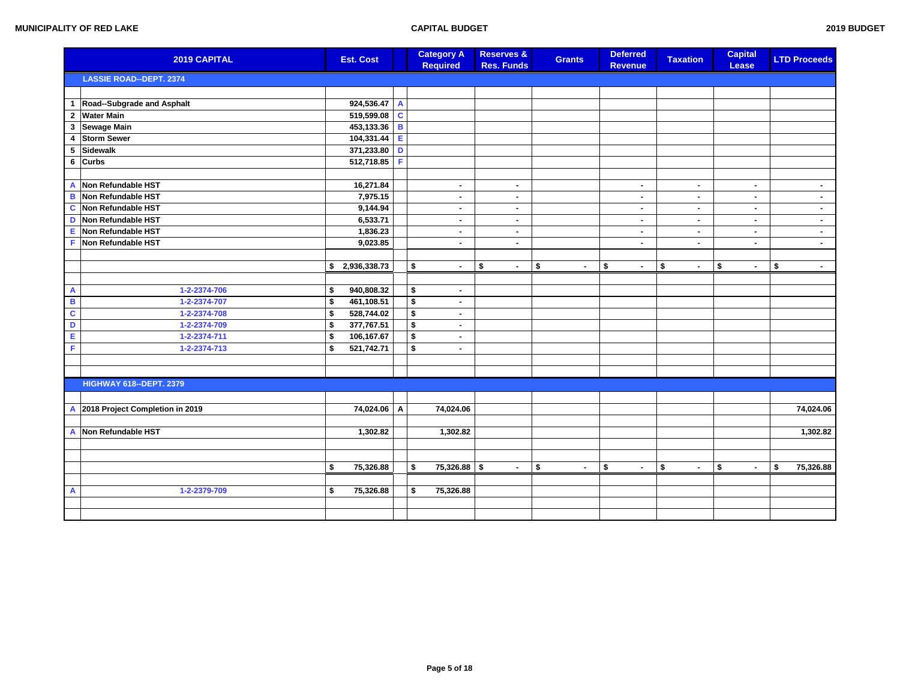| | 2019 CAPITAL | Est. Cost | | Category A Required | Reserves & Res. Funds | Grants | Deferred Revenue | Taxation | Capital Lease | LTD Proceeds |
|---|---|---|---|---|---|---|---|---|---|---|
| | **LASSIE ROAD--DEPT. 2374** | | | | | | | | | |
| | | | | | | | | | | |
| 1 | Road--Subgrade and Asphalt | 924,536.47 | A | | | | | | | |
| 2 | Water Main | 519,599.08 | C | | | | | | | |
| 3 | Sewage Main | 453,133.36 | B | | | | | | | |
| 4 | Storm Sewer | 104,331.44 | E | | | | | | | |
| 5 | Sidewalk | 371,233.80 | D | | | | | | | |
| 6 | Curbs | 512,718.85 | F | | | | | | | |
| | | | | | | | | | | |
| A | Non Refundable HST | 16,271.84 | | - | - | | - | - | - | - |
| B | Non Refundable HST | 7,975.15 | | - | - | | - | - | - | - |
| C | Non Refundable HST | 9,144.94 | | - | - | | - | - | - | - |
| D | Non Refundable HST | 6,533.71 | | - | - | | - | - | - | - |
| E | Non Refundable HST | 1,836.23 | | - | - | | - | - | - | - |
| F | Non Refundable HST | 9,023.85 | | - | - | | - | - | - | - |
| | | | | | | | | | | |
| | | $ 2,936,338.73 | | $ - | $ - | $ - | $ - | $ - | $ - | $ - |
| | | | | | | | | | | |
| A | 1-2-2374-706 | $ 940,808.32 | | $ - | | | | | | |
| B | 1-2-2374-707 | $ 461,108.51 | | $ - | | | | | | |
| C | 1-2-2374-708 | $ 528,744.02 | | $ - | | | | | | |
| D | 1-2-2374-709 | $ 377,767.51 | | $ - | | | | | | |
| E | 1-2-2374-711 | $ 106,167.67 | | $ - | | | | | | |
| F | 1-2-2374-713 | $ 521,742.71 | | $ - | | | | | | |
| | | | | | | | | | | |
| | | | | | | | | | | |
| | **HIGHWAY 618--DEPT. 2379** | | | | | | | | | |
| | | | | | | | | | | |
| A | 2018 Project Completion in 2019 | 74,024.06 | A | 74,024.06 | | | | | | 74,024.06 |
| | | | | | | | | | | |
| A | Non Refundable HST | 1,302.82 | | 1,302.82 | | | | | | 1,302.82 |
| | | | | | | | | | | |
| | | | | | | | | | | |
| | | $ 75,326.88 | | $ 75,326.88 | $ - | $ - | $ - | $ - | $ - | $ 75,326.88 |
| | | | | | | | | | | |
| A | 1-2-2379-709 | $ 75,326.88 | | $ 75,326.88 | | | | | | |
| | | | | | | | | | | |
| | | | | | | | | | | |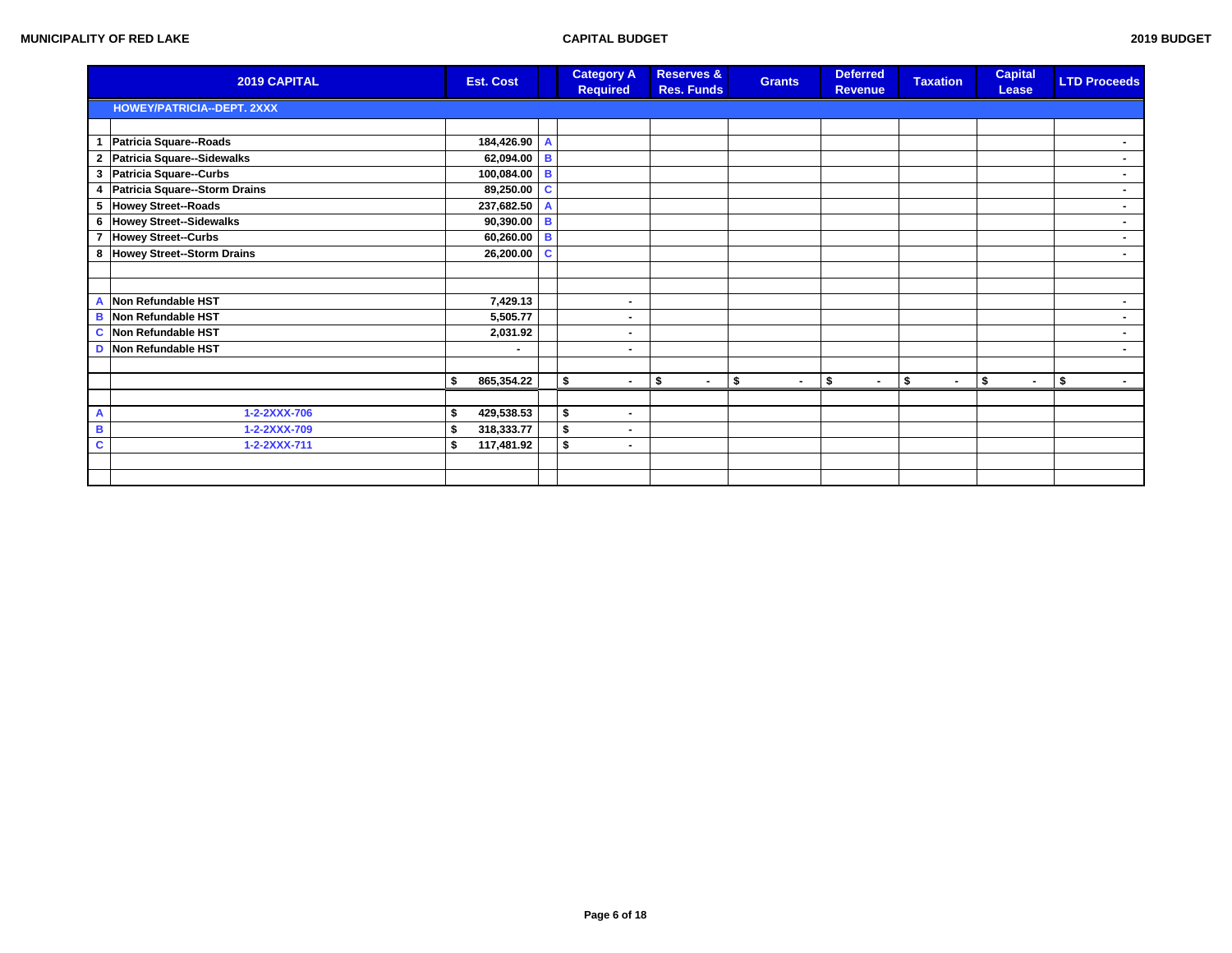| | 2019 CAPITAL | Est. Cost | | Category A Required | Reserves & Res. Funds | Grants | Deferred Revenue | Taxation | Capital Lease | LTD Proceeds |
|---|---|---|---|---|---|---|---|---|---|---|
| | HOWEY/PATRICIA--DEPT. 2XXX | | | | | | | | | |
| | | | | | | | | | | |
| 1 | Patricia Square--Roads | 184,426.90 | A | | | | | | | - |
| 2 | Patricia Square--Sidewalks | 62,094.00 | B | | | | | | | - |
| 3 | Patricia Square--Curbs | 100,084.00 | B | | | | | | | - |
| 4 | Patricia Square--Storm Drains | 89,250.00 | C | | | | | | | - |
| 5 | Howey Street--Roads | 237,682.50 | A | | | | | | | - |
| 6 | Howey Street--Sidewalks | 90,390.00 | B | | | | | | | - |
| 7 | Howey Street--Curbs | 60,260.00 | B | | | | | | | - |
| 8 | Howey Street--Storm Drains | 26,200.00 | C | | | | | | | - |
| | | | | | | | | | | |
| | | | | | | | | | | |
| A | Non Refundable HST | 7,429.13 | | - | | | | | | - |
| B | Non Refundable HST | 5,505.77 | | - | | | | | | - |
| C | Non Refundable HST | 2,031.92 | | - | | | | | | - |
| D | Non Refundable HST | - | | - | | | | | | - |
| | | | | | | | | | | |
| | | $ 865,354.22 | | $ - | $ - | $ - | $ - | $ - | $ - | $ - |
| | | | | | | | | | | |
| A | 1-2-2XXX-706 | $ 429,538.53 | | $ - | | | | | | |
| B | 1-2-2XXX-709 | $ 318,333.77 | | $ - | | | | | | |
| C | 1-2-2XXX-711 | $ 117,481.92 | | $ - | | | | | | |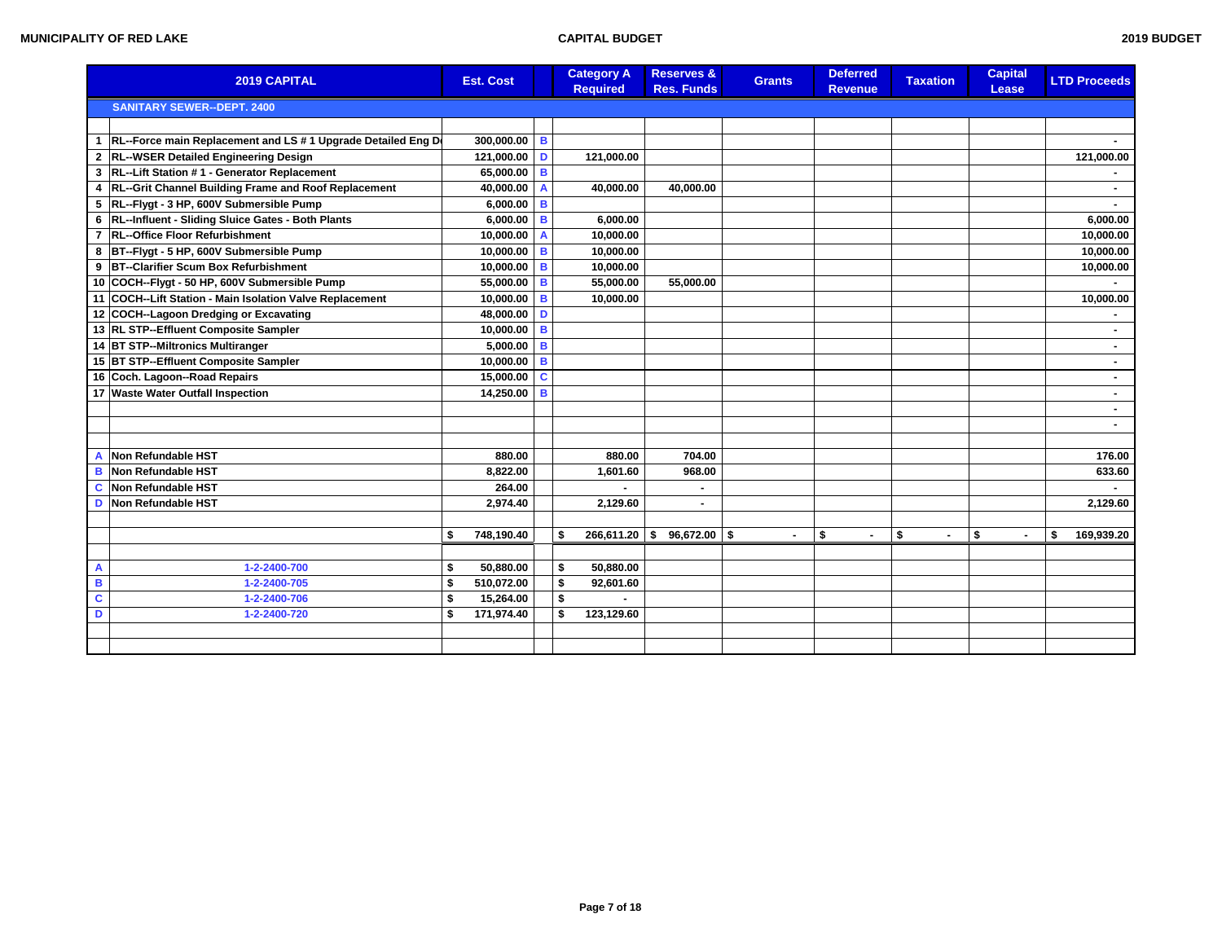| | 2019 CAPITAL | Est. Cost | | Category A Required | Reserves & Res. Funds | Grants | Deferred Revenue | Taxation | Capital Lease | LTD Proceeds |
|---|---|---|---|---|---|---|---|---|---|---|
| | **SANITARY SEWER--DEPT. 2400** | | | | | | | | | |
| | | | | | | | | | | |
| 1 | RL--Force main Replacement and LS # 1 Upgrade Detailed Eng De | 300,000.00 | B | | | | | | | - |
| 2 | RL--WSER Detailed Engineering Design | 121,000.00 | D | 121,000.00 | | | | | | 121,000.00 |
| 3 | RL--Lift Station # 1 - Generator Replacement | 65,000.00 | B | | | | | | | - |
| 4 | RL--Grit Channel Building Frame and Roof Replacement | 40,000.00 | A | 40,000.00 | 40,000.00 | | | | | - |
| 5 | RL--Flygt - 3 HP, 600V Submersible Pump | 6,000.00 | B | | | | | | | - |
| 6 | RL--Influent - Sliding Sluice Gates - Both Plants | 6,000.00 | B | 6,000.00 | | | | | | 6,000.00 |
| 7 | RL--Office Floor Refurbishment | 10,000.00 | A | 10,000.00 | | | | | | 10,000.00 |
| 8 | BT--Flygt - 5 HP, 600V Submersible Pump | 10,000.00 | B | 10,000.00 | | | | | | 10,000.00 |
| 9 | BT--Clarifier Scum Box Refurbishment | 10,000.00 | B | 10,000.00 | | | | | | 10,000.00 |
| 10 | COCH--Flygt - 50 HP, 600V Submersible Pump | 55,000.00 | B | 55,000.00 | 55,000.00 | | | | | - |
| 11 | COCH--Lift Station - Main Isolation Valve Replacement | 10,000.00 | B | 10,000.00 | | | | | | 10,000.00 |
| 12 | COCH--Lagoon Dredging or Excavating | 48,000.00 | D | | | | | | | - |
| 13 | RL STP--Effluent Composite Sampler | 10,000.00 | B | | | | | | | - |
| 14 | BT STP--Miltronics Multiranger | 5,000.00 | B | | | | | | | - |
| 15 | BT STP--Effluent Composite Sampler | 10,000.00 | B | | | | | | | - |
| 16 | Coch. Lagoon--Road Repairs | 15,000.00 | C | | | | | | | - |
| 17 | Waste Water Outfall Inspection | 14,250.00 | B | | | | | | | - |
| | | | | | | | | | | - |
| | | | | | | | | | | - |
| | | | | | | | | | | |
| A | Non Refundable HST | 880.00 | | 880.00 | 704.00 | | | | | 176.00 |
| B | Non Refundable HST | 8,822.00 | | 1,601.60 | 968.00 | | | | | 633.60 |
| C | Non Refundable HST | 264.00 | | - | - | | | | | - |
| D | Non Refundable HST | 2,974.40 | | 2,129.60 | - | | | | | 2,129.60 |
| | | | | | | | | | | |
| | | $ 748,190.40 | | $ 266,611.20 | $ 96,672.00 | $ - | $ - | $ - | $ - | $ 169,939.20 |
| | | | | | | | | | | |
| A | 1-2-2400-700 | $ 50,880.00 | | $ 50,880.00 | | | | | | |
| B | 1-2-2400-705 | $ 510,072.00 | | $ 92,601.60 | | | | | | |
| C | 1-2-2400-706 | $ 15,264.00 | | $ - | | | | | | |
| D | 1-2-2400-720 | $ 171,974.40 | | $ 123,129.60 | | | | | | |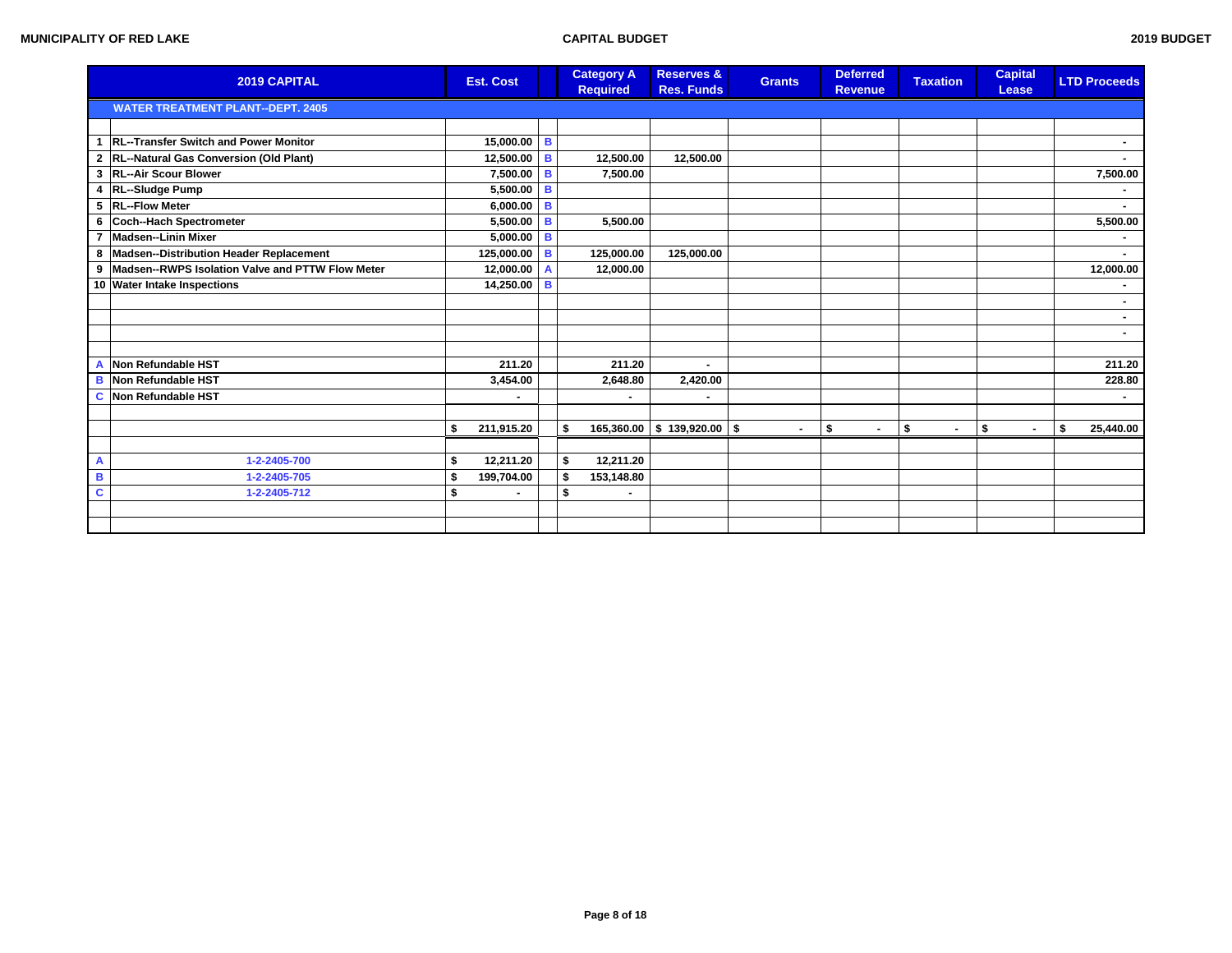MUNICIPALITY OF RED LAKE — CAPITAL BUDGET — 2019 BUDGET

| | 2019 CAPITAL | Est. Cost | | Category A Required | Reserves & Res. Funds | Grants | Deferred Revenue | Taxation | Capital Lease | LTD Proceeds |
|---|---|---|---|---|---|---|---|---|---|---|
| | **WATER TREATMENT PLANT--DEPT. 2405** | | | | | | | | | |
| | | | | | | | | | | |
| 1 | RL--Transfer Switch and Power Monitor | 15,000.00 | B | | | | | | | - |
| 2 | RL--Natural Gas Conversion (Old Plant) | 12,500.00 | B | 12,500.00 | 12,500.00 | | | | | - |
| 3 | RL--Air Scour Blower | 7,500.00 | B | 7,500.00 | | | | | | 7,500.00 |
| 4 | RL--Sludge Pump | 5,500.00 | B | | | | | | | - |
| 5 | RL--Flow Meter | 6,000.00 | B | | | | | | | - |
| 6 | Coch--Hach Spectrometer | 5,500.00 | B | 5,500.00 | | | | | | 5,500.00 |
| 7 | Madsen--Linin Mixer | 5,000.00 | B | | | | | | | - |
| 8 | Madsen--Distribution Header Replacement | 125,000.00 | B | 125,000.00 | 125,000.00 | | | | | - |
| 9 | Madsen--RWPS Isolation Valve and PTTW Flow Meter | 12,000.00 | A | 12,000.00 | | | | | | 12,000.00 |
| 10 | Water Intake Inspections | 14,250.00 | B | | | | | | | - |
| | | | | | | | | | | - |
| | | | | | | | | | | - |
| | | | | | | | | | | - |
| | | | | | | | | | | |
| A | Non Refundable HST | 211.20 | | 211.20 | - | | | | | 211.20 |
| B | Non Refundable HST | 3,454.00 | | 2,648.80 | 2,420.00 | | | | | 228.80 |
| C | Non Refundable HST | - | | - | - | | | | | - |
| | | | | | | | | | | |
| | | $ 211,915.20 | | $ 165,360.00 | $ 139,920.00 | $ - | $ - | $ - | $ - | $ 25,440.00 |
| | | | | | | | | | | |
| A | 1-2-2405-700 | $ 12,211.20 | | $ 12,211.20 | | | | | | |
| B | 1-2-2405-705 | $ 199,704.00 | | $ 153,148.80 | | | | | | |
| C | 1-2-2405-712 | $ - | | $ - | | | | | | |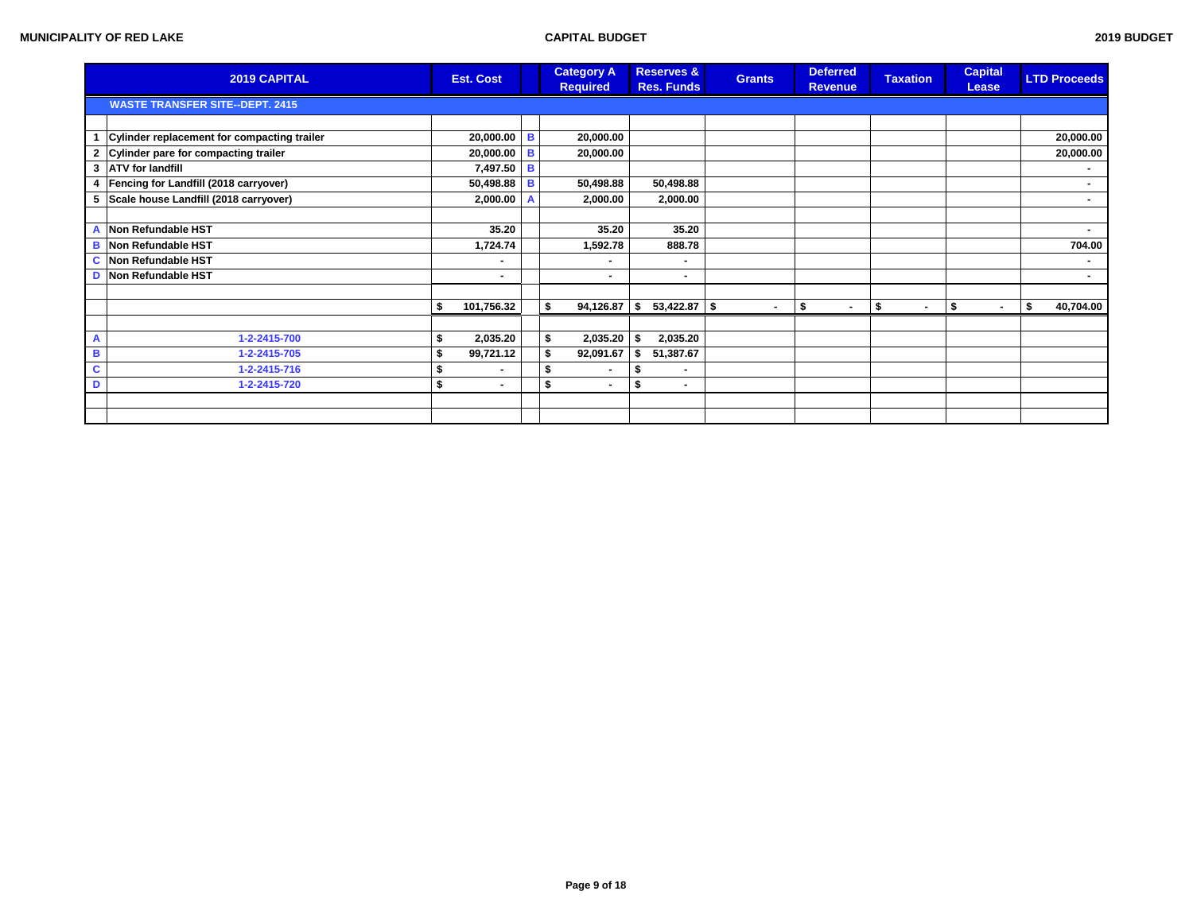| | 2019 CAPITAL | Est. Cost | | Category A Required | Reserves & Res. Funds | Grants | Deferred Revenue | Taxation | Capital Lease | LTD Proceeds |
|---|---|---|---|---|---|---|---|---|---|---|
| | **WASTE TRANSFER SITE--DEPT. 2415** | | | | | | | | | |
| | | | | | | | | | | |
| 1 | Cylinder replacement for compacting trailer | 20,000.00 | B | 20,000.00 | | | | | | 20,000.00 |
| 2 | Cylinder pare for compacting trailer | 20,000.00 | B | 20,000.00 | | | | | | 20,000.00 |
| 3 | ATV for landfill | 7,497.50 | B | | | | | | | - |
| 4 | Fencing for Landfill (2018 carryover) | 50,498.88 | B | 50,498.88 | 50,498.88 | | | | | - |
| 5 | Scale house Landfill (2018 carryover) | 2,000.00 | A | 2,000.00 | 2,000.00 | | | | | - |
| | | | | | | | | | | |
| A | Non Refundable HST | 35.20 | | 35.20 | 35.20 | | | | | - |
| B | Non Refundable HST | 1,724.74 | | 1,592.78 | 888.78 | | | | | 704.00 |
| C | Non Refundable HST | - | | - | - | | | | | - |
| D | Non Refundable HST | - | | - | - | | | | | - |
| | | | | | | | | | | |
| | | $ 101,756.32 | | $ 94,126.87 | $ 53,422.87 | $ - | $ - | $ - | $ - | $ 40,704.00 |
| | | | | | | | | | | |
| A | 1-2-2415-700 | $ 2,035.20 | | $ 2,035.20 | $ 2,035.20 | | | | | |
| B | 1-2-2415-705 | $ 99,721.12 | | $ 92,091.67 | $ 51,387.67 | | | | | |
| C | 1-2-2415-716 | $ - | | $ - | $ - | | | | | |
| D | 1-2-2415-720 | $ - | | $ - | $ - | | | | | |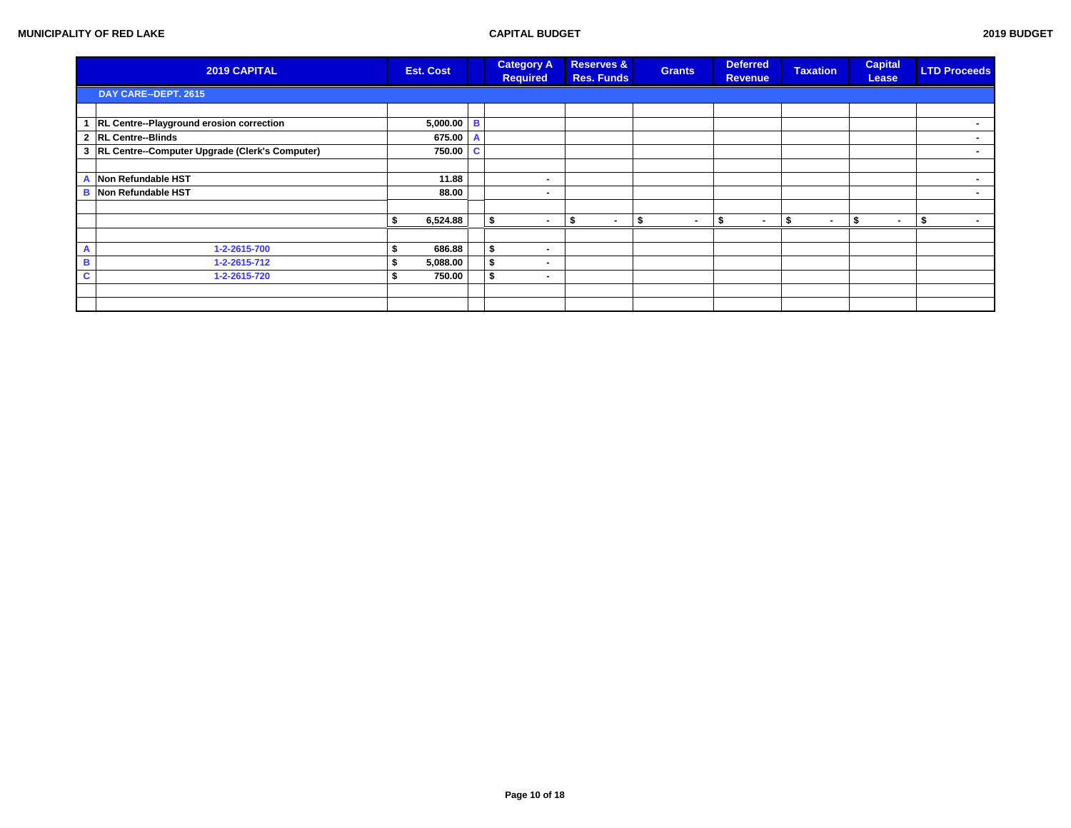| | 2019 CAPITAL | Est. Cost | | Category A Required | Reserves & Res. Funds | Grants | Deferred Revenue | Taxation | Capital Lease | LTD Proceeds |
|---|---|---|---|---|---|---|---|---|---|---|
| | **DAY CARE--DEPT. 2615** | | | | | | | | | |
| | | | | | | | | | | |
| 1 | RL Centre--Playground erosion correction | 5,000.00 | B | | | | | | | - |
| 2 | RL Centre--Blinds | 675.00 | A | | | | | | | - |
| 3 | RL Centre--Computer Upgrade (Clerk's Computer) | 750.00 | C | | | | | | | - |
| | | | | | | | | | | |
| A | Non Refundable HST | 11.88 | | - | | | | | | - |
| B | Non Refundable HST | 88.00 | | - | | | | | | - |
| | | | | | | | | | | |
| | | $ 6,524.88 | | $ - | $ - | $ - | $ - | $ - | $ - | $ - |
| | | | | | | | | | | |
| A | 1-2-2615-700 | $ 686.88 | | $ - | | | | | | |
| B | 1-2-2615-712 | $ 5,088.00 | | $ - | | | | | | |
| C | 1-2-2615-720 | $ 750.00 | | $ - | | | | | | |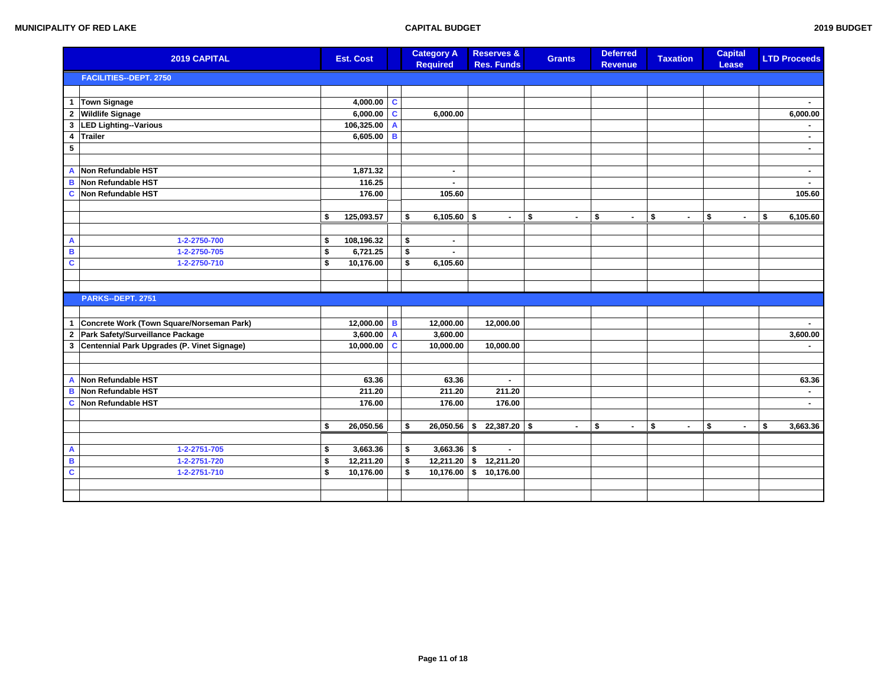| | 2019 CAPITAL | Est. Cost | | Category A Required | Reserves & Res. Funds | Grants | Deferred Revenue | Taxation | Capital Lease | LTD Proceeds |
|---|---|---|---|---|---|---|---|---|---|---|
| | **FACILITIES--DEPT. 2750** | | | | | | | | | |
| | | | | | | | | | | |
| 1 | Town Signage | 4,000.00 | C | | | | | | | - |
| 2 | Wildlife Signage | 6,000.00 | C | 6,000.00 | | | | | | 6,000.00 |
| 3 | LED Lighting--Various | 106,325.00 | A | | | | | | | - |
| 4 | Trailer | 6,605.00 | B | | | | | | | - |
| 5 | | | | | | | | | | - |
| | | | | | | | | | | |
| A | Non Refundable HST | 1,871.32 | | - | | | | | | - |
| B | Non Refundable HST | 116.25 | | - | | | | | | - |
| C | Non Refundable HST | 176.00 | | 105.60 | | | | | | 105.60 |
| | | | | | | | | | | |
| | | $ 125,093.57 | | $ 6,105.60 | $ - | $ - | $ - | $ - | $ - | $ 6,105.60 |
| | | | | | | | | | | |
| A | 1-2-2750-700 | $ 108,196.32 | | $ - | | | | | | |
| B | 1-2-2750-705 | $ 6,721.25 | | $ - | | | | | | |
| C | 1-2-2750-710 | $ 10,176.00 | | $ 6,105.60 | | | | | | |
| | | | | | | | | | | |
| | | | | | | | | | | |
| | **PARKS--DEPT. 2751** | | | | | | | | | |
| | | | | | | | | | | |
| 1 | Concrete Work (Town Square/Norseman Park) | 12,000.00 | B | 12,000.00 | 12,000.00 | | | | | - |
| 2 | Park Safety/Surveillance Package | 3,600.00 | A | 3,600.00 | | | | | | 3,600.00 |
| 3 | Centennial Park Upgrades (P. Vinet Signage) | 10,000.00 | C | 10,000.00 | 10,000.00 | | | | | - |
| | | | | | | | | | | |
| | | | | | | | | | | |
| A | Non Refundable HST | 63.36 | | 63.36 | - | | | | | 63.36 |
| B | Non Refundable HST | 211.20 | | 211.20 | 211.20 | | | | | - |
| C | Non Refundable HST | 176.00 | | 176.00 | 176.00 | | | | | - |
| | | | | | | | | | | |
| | | $ 26,050.56 | | $ 26,050.56 | $ 22,387.20 | $ - | $ - | $ - | $ - | $ 3,663.36 |
| | | | | | | | | | | |
| A | 1-2-2751-705 | $ 3,663.36 | | $ 3,663.36 | $ - | | | | | |
| B | 1-2-2751-720 | $ 12,211.20 | | $ 12,211.20 | $ 12,211.20 | | | | | |
| C | 1-2-2751-710 | $ 10,176.00 | | $ 10,176.00 | $ 10,176.00 | | | | | |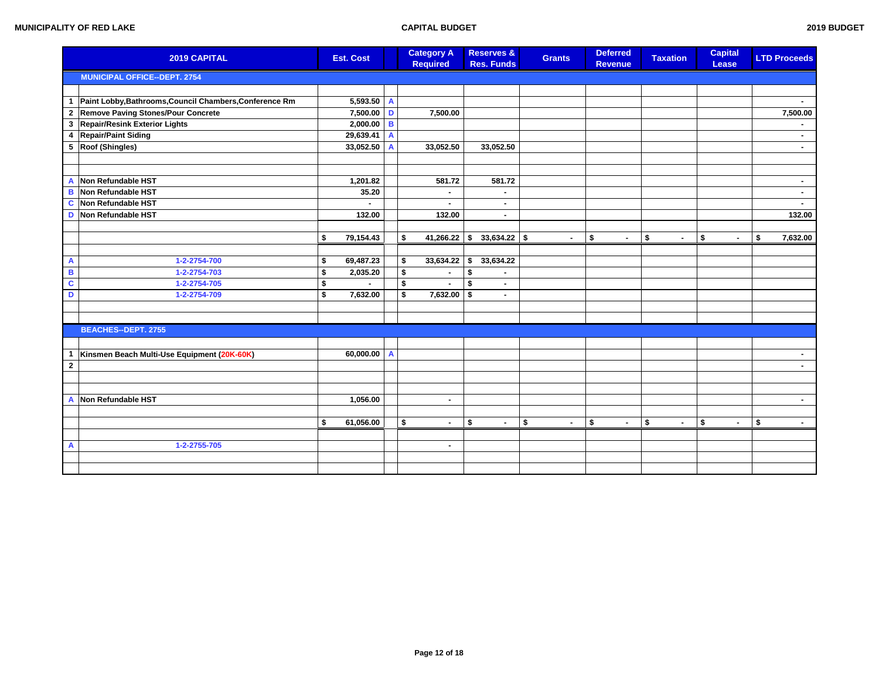**MUNICIPALITY OF RED LAKE** | **CAPITAL BUDGET** | **2019 BUDGET**

| | 2019 CAPITAL | Est. Cost | | Category A Required | Reserves & Res. Funds | Grants | Deferred Revenue | Taxation | Capital Lease | LTD Proceeds |
|---|---|---|---|---|---|---|---|---|---|---|
| | **MUNICIPAL OFFICE--DEPT. 2754** | | | | | | | | | |
| | | | | | | | | | | |
| 1 | Paint Lobby,Bathrooms,Council Chambers,Conference Rm | 5,593.50 | A | | | | | | | - |
| 2 | Remove Paving Stones/Pour Concrete | 7,500.00 | D | 7,500.00 | | | | | | 7,500.00 |
| 3 | Repair/Resink Exterior Lights | 2,000.00 | B | | | | | | | - |
| 4 | Repair/Paint Siding | 29,639.41 | A | | | | | | | - |
| 5 | Roof (Shingles) | 33,052.50 | A | 33,052.50 | 33,052.50 | | | | | - |
| | | | | | | | | | | |
| | | | | | | | | | | |
| A | Non Refundable HST | 1,201.82 | | 581.72 | 581.72 | | | | | - |
| B | Non Refundable HST | 35.20 | | - | - | | | | | - |
| C | Non Refundable HST | - | | - | - | | | | | - |
| D | Non Refundable HST | 132.00 | | 132.00 | - | | | | | 132.00 |
| | | | | | | | | | | |
| | | $ 79,154.43 | | $ 41,266.22 | $ 33,634.22 | $ - | $ - | $ - | $ - | $ 7,632.00 |
| | | | | | | | | | | |
| A | 1-2-2754-700 | $ 69,487.23 | | $ 33,634.22 | $ 33,634.22 | | | | | |
| B | 1-2-2754-703 | $ 2,035.20 | | $ - | $ - | | | | | |
| C | 1-2-2754-705 | $ - | | $ - | $ - | | | | | |
| D | 1-2-2754-709 | $ 7,632.00 | | $ 7,632.00 | $ - | | | | | |
| | | | | | | | | | | |
| | | | | | | | | | | |
| | **BEACHES--DEPT. 2755** | | | | | | | | | |
| | | | | | | | | | | |
| 1 | Kinsmen Beach Multi-Use Equipment (20K-60K) | 60,000.00 | A | | | | | | | - |
| 2 | | | | | | | | | | - |
| | | | | | | | | | | |
| | | | | | | | | | | |
| A | Non Refundable HST | 1,056.00 | | - | | | | | | - |
| | | | | | | | | | | |
| | | $ 61,056.00 | | $ - | $ - | $ - | $ - | $ - | $ - | $ - |
| | | | | | | | | | | |
| A | 1-2-2755-705 | | | - | | | | | | |
| | | | | | | | | | | |
| | | | | | | | | | | |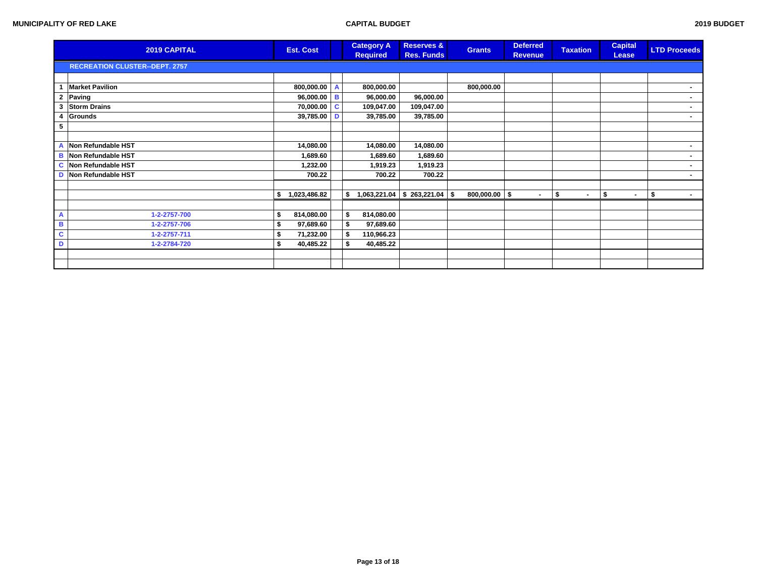**MUNICIPALITY OF RED LAKE** | **CAPITAL BUDGET** | **2019 BUDGET**

| | 2019 CAPITAL | Est. Cost | | Category A Required | Reserves & Res. Funds | Grants | Deferred Revenue | Taxation | Capital Lease | LTD Proceeds |
|---|---|---|---|---|---|---|---|---|---|---|
| | **RECREATION CLUSTER--DEPT. 2757** | | | | | | | | | |
| | | | | | | | | | | |
| 1 | Market Pavilion | 800,000.00 | A | 800,000.00 | | 800,000.00 | | | | - |
| 2 | Paving | 96,000.00 | B | 96,000.00 | 96,000.00 | | | | | - |
| 3 | Storm Drains | 70,000.00 | C | 109,047.00 | 109,047.00 | | | | | - |
| 4 | Grounds | 39,785.00 | D | 39,785.00 | 39,785.00 | | | | | - |
| 5 | | | | | | | | | | |
| | | | | | | | | | | |
| A | Non Refundable HST | 14,080.00 | | 14,080.00 | 14,080.00 | | | | | - |
| B | Non Refundable HST | 1,689.60 | | 1,689.60 | 1,689.60 | | | | | - |
| C | Non Refundable HST | 1,232.00 | | 1,919.23 | 1,919.23 | | | | | - |
| D | Non Refundable HST | 700.22 | | 700.22 | 700.22 | | | | | - |
| | | | | | | | | | | |
| | | $ 1,023,486.82 | | $ 1,063,221.04 | $ 263,221.04 | $ 800,000.00 | $ - | $ - | $ - | $ - |
| | | | | | | | | | | |
| A | 1-2-2757-700 | $ 814,080.00 | | $ 814,080.00 | | | | | | |
| B | 1-2-2757-706 | $ 97,689.60 | | $ 97,689.60 | | | | | | |
| C | 1-2-2757-711 | $ 71,232.00 | | $ 110,966.23 | | | | | | |
| D | 1-2-2784-720 | $ 40,485.22 | | $ 40,485.22 | | | | | | |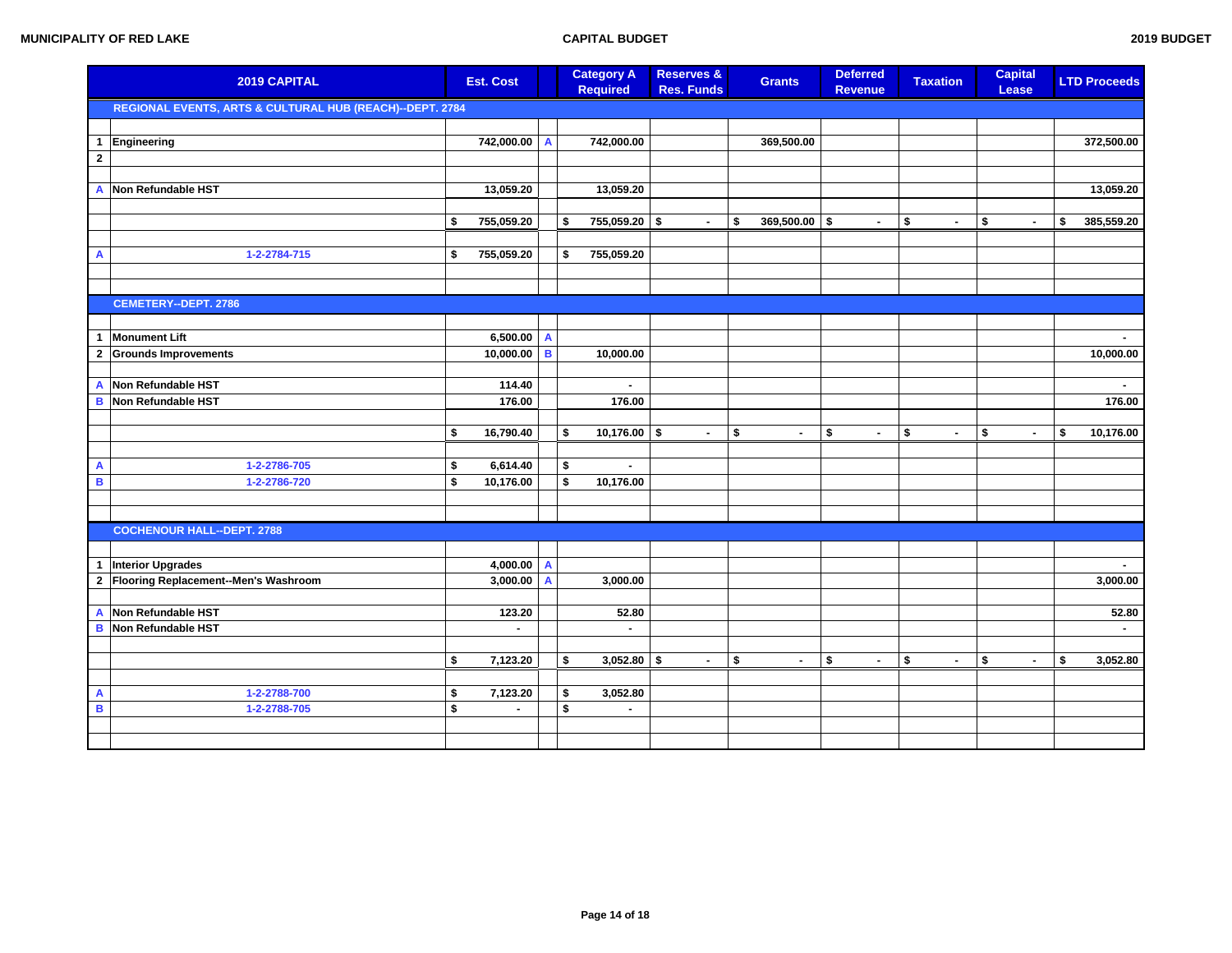MUNICIPALITY OF RED LAKE — CAPITAL BUDGET — 2019 BUDGET

| | 2019 CAPITAL | Est. Cost | | Category A Required | Reserves & Res. Funds | Grants | Deferred Revenue | Taxation | Capital Lease | LTD Proceeds |
|---|---|---|---|---|---|---|---|---|---|---|
| | **REGIONAL EVENTS, ARTS & CULTURAL HUB (REACH)--DEPT. 2784** | | | | | | | | | |
| | | | | | | | | | | |
| 1 | Engineering | 742,000.00 | A | 742,000.00 | | 369,500.00 | | | | 372,500.00 |
| 2 | | | | | | | | | | |
| | | | | | | | | | | |
| A | Non Refundable HST | 13,059.20 | | 13,059.20 | | | | | | 13,059.20 |
| | | | | | | | | | | |
| | | $ 755,059.20 | | $ 755,059.20 | $ - | $ 369,500.00 | $ - | $ - | $ - | $ 385,559.20 |
| | | | | | | | | | | |
| A | 1-2-2784-715 | $ 755,059.20 | | $ 755,059.20 | | | | | | |
| | | | | | | | | | | |
| | **CEMETERY--DEPT. 2786** | | | | | | | | | |
| | | | | | | | | | | |
| 1 | Monument Lift | 6,500.00 | A | | | | | | | - |
| 2 | Grounds Improvements | 10,000.00 | B | 10,000.00 | | | | | | 10,000.00 |
| | | | | | | | | | | |
| A | Non Refundable HST | 114.40 | | - | | | | | | - |
| B | Non Refundable HST | 176.00 | | 176.00 | | | | | | 176.00 |
| | | | | | | | | | | |
| | | $ 16,790.40 | | $ 10,176.00 | $ - | $ - | $ - | $ - | $ - | $ 10,176.00 |
| | | | | | | | | | | |
| A | 1-2-2786-705 | $ 6,614.40 | | $ - | | | | | | |
| B | 1-2-2786-720 | $ 10,176.00 | | $ 10,176.00 | | | | | | |
| | | | | | | | | | | |
| | **COCHENOUR HALL--DEPT. 2788** | | | | | | | | | |
| | | | | | | | | | | |
| 1 | Interior Upgrades | 4,000.00 | A | | | | | | | - |
| 2 | Flooring Replacement--Men's Washroom | 3,000.00 | A | 3,000.00 | | | | | | 3,000.00 |
| | | | | | | | | | | |
| A | Non Refundable HST | 123.20 | | 52.80 | | | | | | 52.80 |
| B | Non Refundable HST | - | | - | | | | | | - |
| | | | | | | | | | | |
| | | $ 7,123.20 | | $ 3,052.80 | $ - | $ - | $ - | $ - | $ - | $ 3,052.80 |
| | | | | | | | | | | |
| A | 1-2-2788-700 | $ 7,123.20 | | $ 3,052.80 | | | | | | |
| B | 1-2-2788-705 | $ - | | $ - | | | | | | |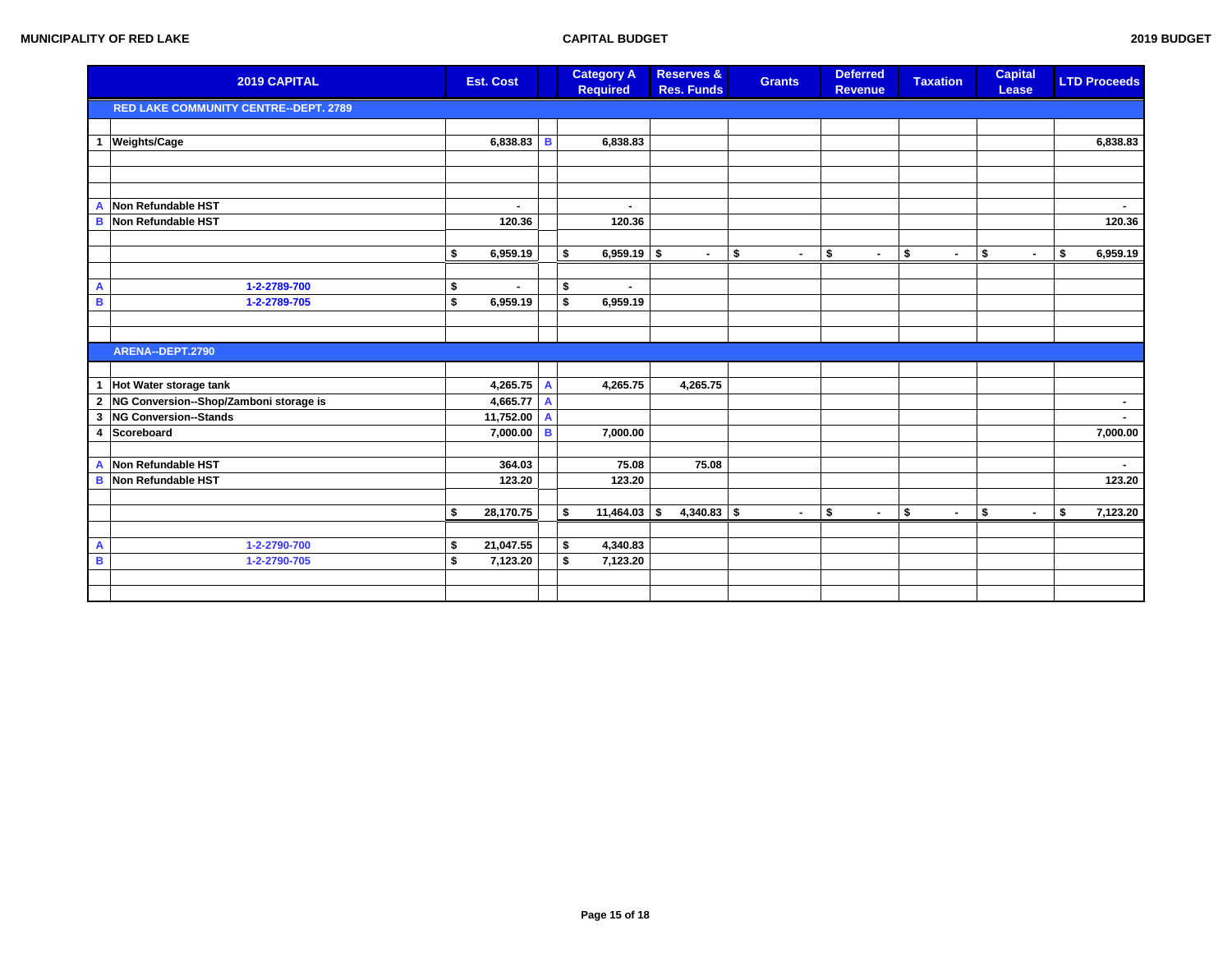**MUNICIPALITY OF RED LAKE** — **CAPITAL BUDGET** — **2019 BUDGET**

| | 2019 CAPITAL | Est. Cost | | Category A Required | Reserves & Res. Funds | Grants | Deferred Revenue | Taxation | Capital Lease | LTD Proceeds |
|---|---|---|---|---|---|---|---|---|---|---|
| | **RED LAKE COMMUNITY CENTRE--DEPT. 2789** | | | | | | | | | |
| | | | | | | | | | | |
| 1 | Weights/Cage | 6,838.83 | B | 6,838.83 | | | | | | 6,838.83 |
| | | | | | | | | | | |
| | | | | | | | | | | |
| | | | | | | | | | | |
| A | Non Refundable HST | - | | - | | | | | | - |
| B | Non Refundable HST | 120.36 | | 120.36 | | | | | | 120.36 |
| | | | | | | | | | | |
| | | $ 6,959.19 | | $ 6,959.19 | $ - | $ - | $ - | $ - | $ - | $ 6,959.19 |
| | | | | | | | | | | |
| A | 1-2-2789-700 | $ - | | $ - | | | | | | |
| B | 1-2-2789-705 | $ 6,959.19 | | $ 6,959.19 | | | | | | |
| | | | | | | | | | | |
| | | | | | | | | | | |
| | **ARENA--DEPT.2790** | | | | | | | | | |
| | | | | | | | | | | |
| 1 | Hot Water storage tank | 4,265.75 | A | 4,265.75 | 4,265.75 | | | | | |
| 2 | NG Conversion--Shop/Zamboni storage is | 4,665.77 | A | | | | | | | - |
| 3 | NG Conversion--Stands | 11,752.00 | A | | | | | | | - |
| 4 | Scoreboard | 7,000.00 | B | 7,000.00 | | | | | | 7,000.00 |
| | | | | | | | | | | |
| A | Non Refundable HST | 364.03 | | 75.08 | 75.08 | | | | | - |
| B | Non Refundable HST | 123.20 | | 123.20 | | | | | | 123.20 |
| | | | | | | | | | | |
| | | $ 28,170.75 | | $ 11,464.03 | $ 4,340.83 | $ - | $ - | $ - | $ - | $ 7,123.20 |
| | | | | | | | | | | |
| A | 1-2-2790-700 | $ 21,047.55 | | $ 4,340.83 | | | | | | |
| B | 1-2-2790-705 | $ 7,123.20 | | $ 7,123.20 | | | | | | |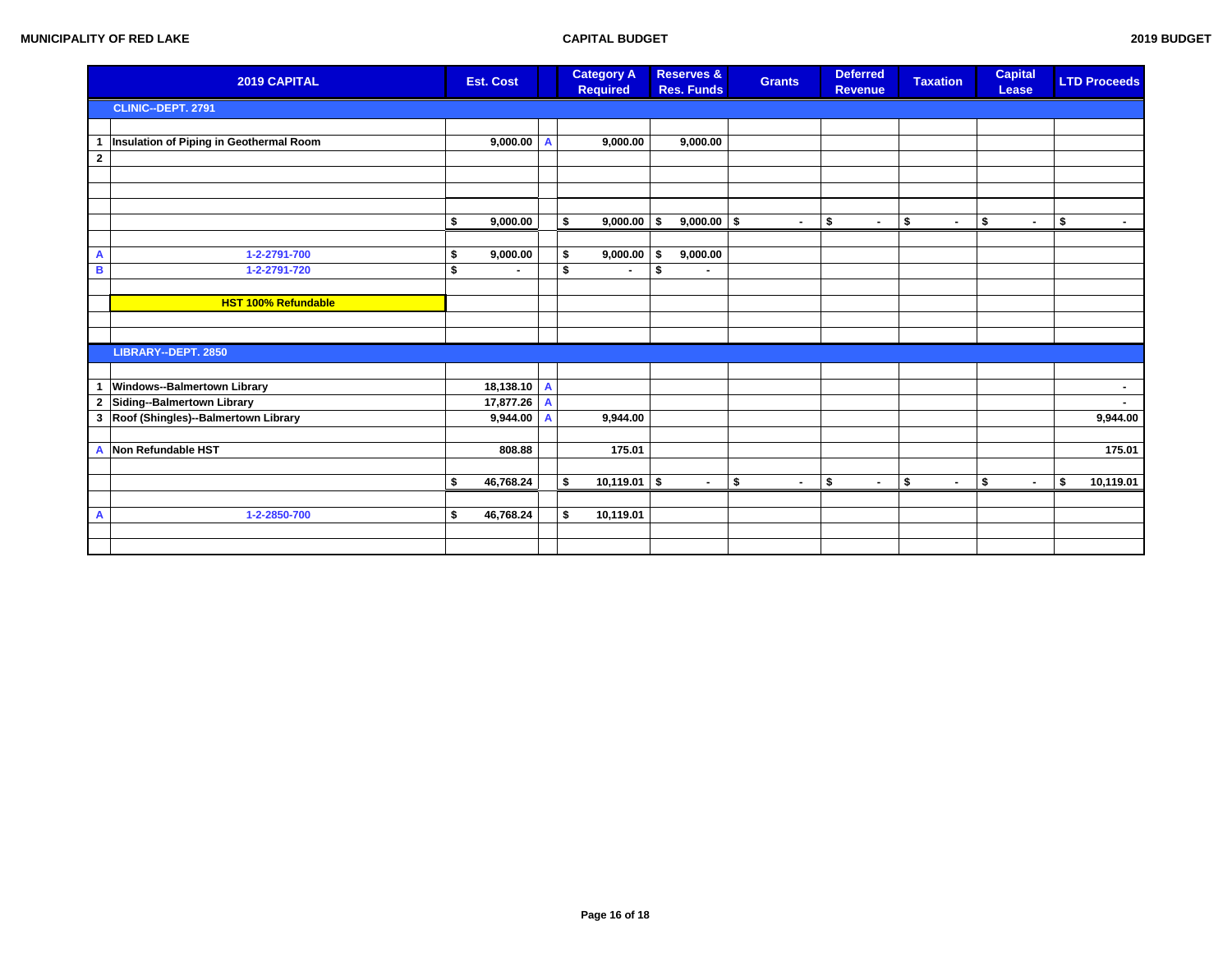MUNICIPALITY OF RED LAKE — CAPITAL BUDGET — 2019 BUDGET

| | 2019 CAPITAL | Est. Cost | | Category A Required | Reserves & Res. Funds | Grants | Deferred Revenue | Taxation | Capital Lease | LTD Proceeds |
|---|---|---|---|---|---|---|---|---|---|---|
| | **CLINIC--DEPT. 2791** | | | | | | | | | |
| 1 | Insulation of Piping in Geothermal Room | 9,000.00 | A | 9,000.00 | 9,000.00 | | | | | |
| 2 | | | | | | | | | | |
| | | $ 9,000.00 | | $ 9,000.00 | $ 9,000.00 | $ - | $ - | $ - | $ - | $ - |
| A | 1-2-2791-700 | $ 9,000.00 | | $ 9,000.00 | $ 9,000.00 | | | | | |
| B | 1-2-2791-720 | $ - | | $ - | $ - | | | | | |
| | **HST 100% Refundable** | | | | | | | | | |
| | **LIBRARY--DEPT. 2850** | | | | | | | | | |
| 1 | Windows--Balmertown Library | 18,138.10 | A | | | | | | | - |
| 2 | Siding--Balmertown Library | 17,877.26 | A | | | | | | | - |
| 3 | Roof (Shingles)--Balmertown Library | 9,944.00 | A | 9,944.00 | | | | | | 9,944.00 |
| A | Non Refundable HST | 808.88 | | 175.01 | | | | | | 175.01 |
| | | $ 46,768.24 | | $ 10,119.01 | $ - | $ - | $ - | $ - | $ - | $ 10,119.01 |
| A | 1-2-2850-700 | $ 46,768.24 | | $ 10,119.01 | | | | | | |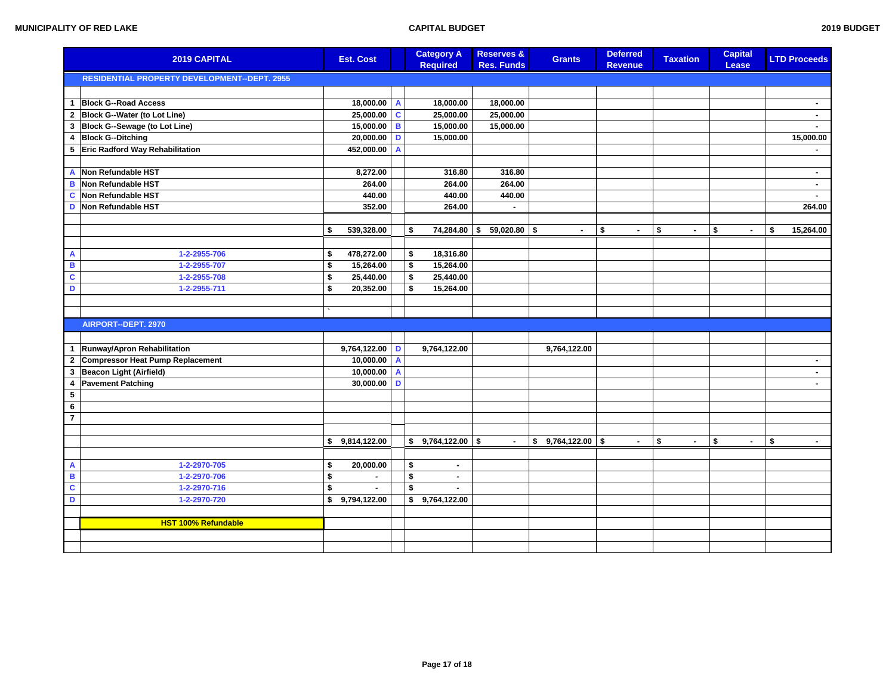| | 2019 CAPITAL | Est. Cost | | Category A Required | Reserves & Res. Funds | Grants | Deferred Revenue | Taxation | Capital Lease | LTD Proceeds |
|---|---|---|---|---|---|---|---|---|---|---|
| | **RESIDENTIAL PROPERTY DEVELOPMENT--DEPT. 2955** | | | | | | | | | |
| | | | | | | | | | | |
| 1 | Block G--Road Access | 18,000.00 | A | 18,000.00 | 18,000.00 | | | | | - |
| 2 | Block G--Water (to Lot Line) | 25,000.00 | C | 25,000.00 | 25,000.00 | | | | | - |
| 3 | Block G--Sewage (to Lot Line) | 15,000.00 | B | 15,000.00 | 15,000.00 | | | | | - |
| 4 | Block G--Ditching | 20,000.00 | D | 15,000.00 | | | | | | 15,000.00 |
| 5 | Eric Radford Way Rehabilitation | 452,000.00 | A | | | | | | | - |
| | | | | | | | | | | |
| A | Non Refundable HST | 8,272.00 | | 316.80 | 316.80 | | | | | - |
| B | Non Refundable HST | 264.00 | | 264.00 | 264.00 | | | | | - |
| C | Non Refundable HST | 440.00 | | 440.00 | 440.00 | | | | | - |
| D | Non Refundable HST | 352.00 | | 264.00 | - | | | | | 264.00 |
| | | | | | | | | | | |
| | | $ 539,328.00 | | $ 74,284.80 | $ 59,020.80 | $ - | $ - | $ - | $ - | $ 15,264.00 |
| | | | | | | | | | | |
| A | 1-2-2955-706 | $ 478,272.00 | | $ 18,316.80 | | | | | | |
| B | 1-2-2955-707 | $ 15,264.00 | | $ 15,264.00 | | | | | | |
| C | 1-2-2955-708 | $ 25,440.00 | | $ 25,440.00 | | | | | | |
| D | 1-2-2955-711 | $ 20,352.00 | | $ 15,264.00 | | | | | | |
| | | | | | | | | | | |
| | | ` | | | | | | | | |
| | **AIRPORT--DEPT. 2970** | | | | | | | | | |
| | | | | | | | | | | |
| 1 | Runway/Apron Rehabilitation | 9,764,122.00 | D | 9,764,122.00 | | 9,764,122.00 | | | | |
| 2 | Compressor Heat Pump Replacement | 10,000.00 | A | | | | | | | - |
| 3 | Beacon Light (Airfield) | 10,000.00 | A | | | | | | | - |
| 4 | Pavement Patching | 30,000.00 | D | | | | | | | - |
| 5 | | | | | | | | | | |
| 6 | | | | | | | | | | |
| 7 | | | | | | | | | | |
| | | | | | | | | | | |
| | | $ 9,814,122.00 | | $ 9,764,122.00 | $ - | $ 9,764,122.00 | $ - | $ - | $ - | $ - |
| | | | | | | | | | | |
| A | 1-2-2970-705 | $ 20,000.00 | | $ - | | | | | | |
| B | 1-2-2970-706 | $ - | | $ - | | | | | | |
| C | 1-2-2970-716 | $ - | | $ - | | | | | | |
| D | 1-2-2970-720 | $ 9,794,122.00 | | $ 9,764,122.00 | | | | | | |
| | | | | | | | | | | |
| | **HST 100% Refundable** | | | | | | | | | |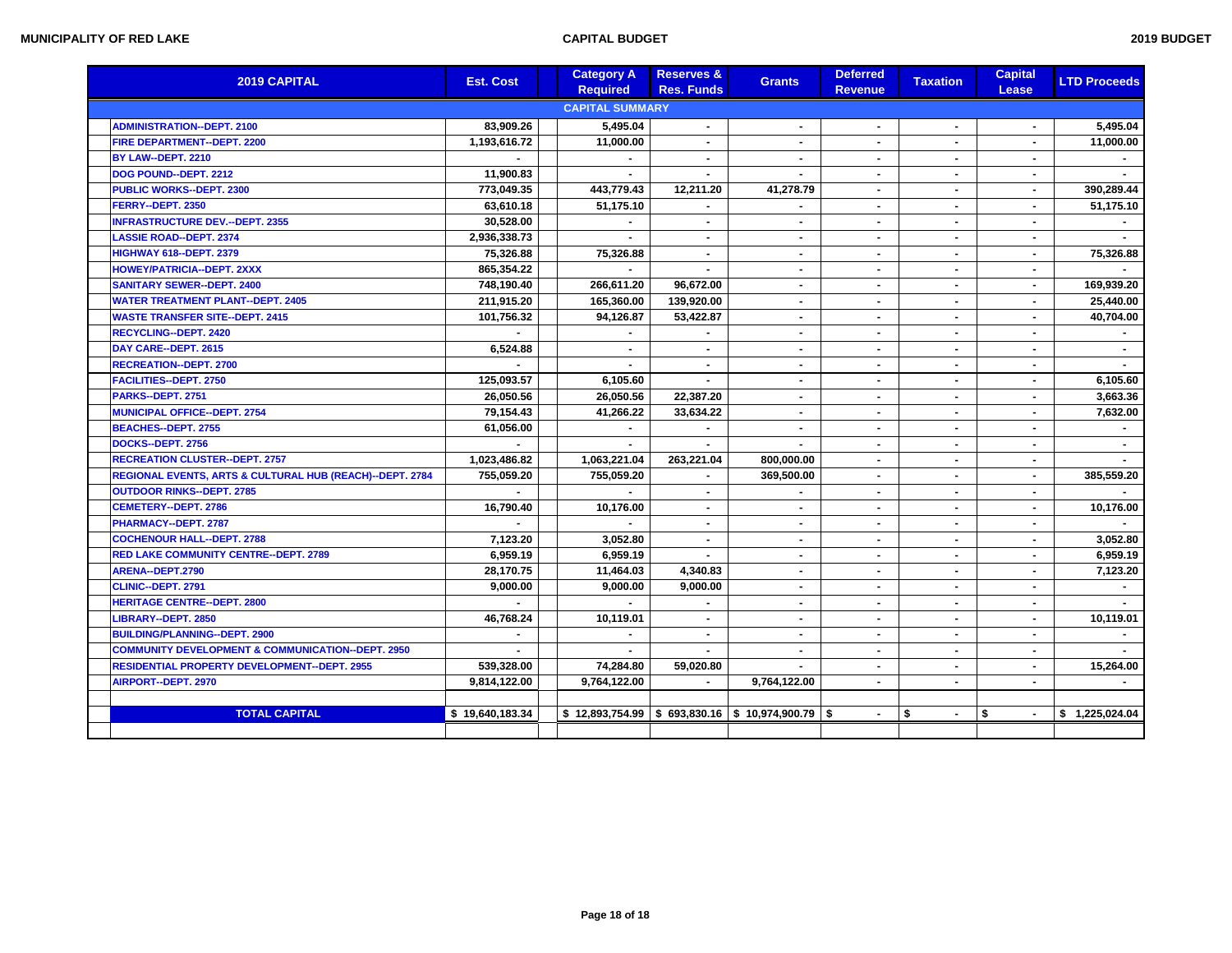MUNICIPALITY OF RED LAKE — CAPITAL BUDGET — 2019 BUDGET

| 2019 CAPITAL | Est. Cost | Category A Required | Reserves & Res. Funds | Grants | Deferred Revenue | Taxation | Capital Lease | LTD Proceeds |
|---|---|---|---|---|---|---|---|---|
| **CAPITAL SUMMARY** | | | | | | | | |
| ADMINISTRATION--DEPT. 2100 | 83,909.26 | 5,495.04 | - | - | - | - | - | 5,495.04 |
| FIRE DEPARTMENT--DEPT. 2200 | 1,193,616.72 | 11,000.00 | - | - | - | - | - | 11,000.00 |
| BY LAW--DEPT. 2210 | - | - | - | - | - | - | - | - |
| DOG POUND--DEPT. 2212 | 11,900.83 | - | - | - | - | - | - | - |
| PUBLIC WORKS--DEPT. 2300 | 773,049.35 | 443,779.43 | 12,211.20 | 41,278.79 | - | - | - | 390,289.44 |
| FERRY--DEPT. 2350 | 63,610.18 | 51,175.10 | - | - | - | - | - | 51,175.10 |
| INFRASTRUCTURE DEV.--DEPT. 2355 | 30,528.00 | - | - | - | - | - | - | - |
| LASSIE ROAD--DEPT. 2374 | 2,936,338.73 | - | - | - | - | - | - | - |
| HIGHWAY 618--DEPT. 2379 | 75,326.88 | 75,326.88 | - | - | - | - | - | 75,326.88 |
| HOWEY/PATRICIA--DEPT. 2XXX | 865,354.22 | - | - | - | - | - | - | - |
| SANITARY SEWER--DEPT. 2400 | 748,190.40 | 266,611.20 | 96,672.00 | - | - | - | - | 169,939.20 |
| WATER TREATMENT PLANT--DEPT. 2405 | 211,915.20 | 165,360.00 | 139,920.00 | - | - | - | - | 25,440.00 |
| WASTE TRANSFER SITE--DEPT. 2415 | 101,756.32 | 94,126.87 | 53,422.87 | - | - | - | - | 40,704.00 |
| RECYCLING--DEPT. 2420 | - | - | - | - | - | - | - | - |
| DAY CARE--DEPT. 2615 | 6,524.88 | - | - | - | - | - | - | - |
| RECREATION--DEPT. 2700 | - | - | - | - | - | - | - | - |
| FACILITIES--DEPT. 2750 | 125,093.57 | 6,105.60 | - | - | - | - | - | 6,105.60 |
| PARKS--DEPT. 2751 | 26,050.56 | 26,050.56 | 22,387.20 | - | - | - | - | 3,663.36 |
| MUNICIPAL OFFICE--DEPT. 2754 | 79,154.43 | 41,266.22 | 33,634.22 | - | - | - | - | 7,632.00 |
| BEACHES--DEPT. 2755 | 61,056.00 | - | - | - | - | - | - | - |
| DOCKS--DEPT. 2756 | - | - | - | - | - | - | - | - |
| RECREATION CLUSTER--DEPT. 2757 | 1,023,486.82 | 1,063,221.04 | 263,221.04 | 800,000.00 | - | - | - | - |
| REGIONAL EVENTS, ARTS & CULTURAL HUB (REACH)--DEPT. 2784 | 755,059.20 | 755,059.20 | - | 369,500.00 | - | - | - | 385,559.20 |
| OUTDOOR RINKS--DEPT. 2785 | - | - | - | - | - | - | - | - |
| CEMETERY--DEPT. 2786 | 16,790.40 | 10,176.00 | - | - | - | - | - | 10,176.00 |
| PHARMACY--DEPT. 2787 | - | - | - | - | - | - | - | - |
| COCHENOUR HALL--DEPT. 2788 | 7,123.20 | 3,052.80 | - | - | - | - | - | 3,052.80 |
| RED LAKE COMMUNITY CENTRE--DEPT. 2789 | 6,959.19 | 6,959.19 | - | - | - | - | - | 6,959.19 |
| ARENA--DEPT.2790 | 28,170.75 | 11,464.03 | 4,340.83 | - | - | - | - | 7,123.20 |
| CLINIC--DEPT. 2791 | 9,000.00 | 9,000.00 | 9,000.00 | - | - | - | - | - |
| HERITAGE CENTRE--DEPT. 2800 | - | - | - | - | - | - | - | - |
| LIBRARY--DEPT. 2850 | 46,768.24 | 10,119.01 | - | - | - | - | - | 10,119.01 |
| BUILDING/PLANNING--DEPT. 2900 | - | - | - | - | - | - | - | - |
| COMMUNITY DEVELOPMENT & COMMUNICATION--DEPT. 2950 | - | - | - | - | - | - | - | - |
| RESIDENTIAL PROPERTY DEVELOPMENT--DEPT. 2955 | 539,328.00 | 74,284.80 | 59,020.80 | - | - | - | - | 15,264.00 |
| AIRPORT--DEPT. 2970 | 9,814,122.00 | 9,764,122.00 | - | 9,764,122.00 | - | - | - | - |
| **TOTAL CAPITAL** | $ 19,640,183.34 | $ 12,893,754.99 | $ 693,830.16 | $ 10,974,900.79 | $ - | $ - | $ - | $ 1,225,024.04 |